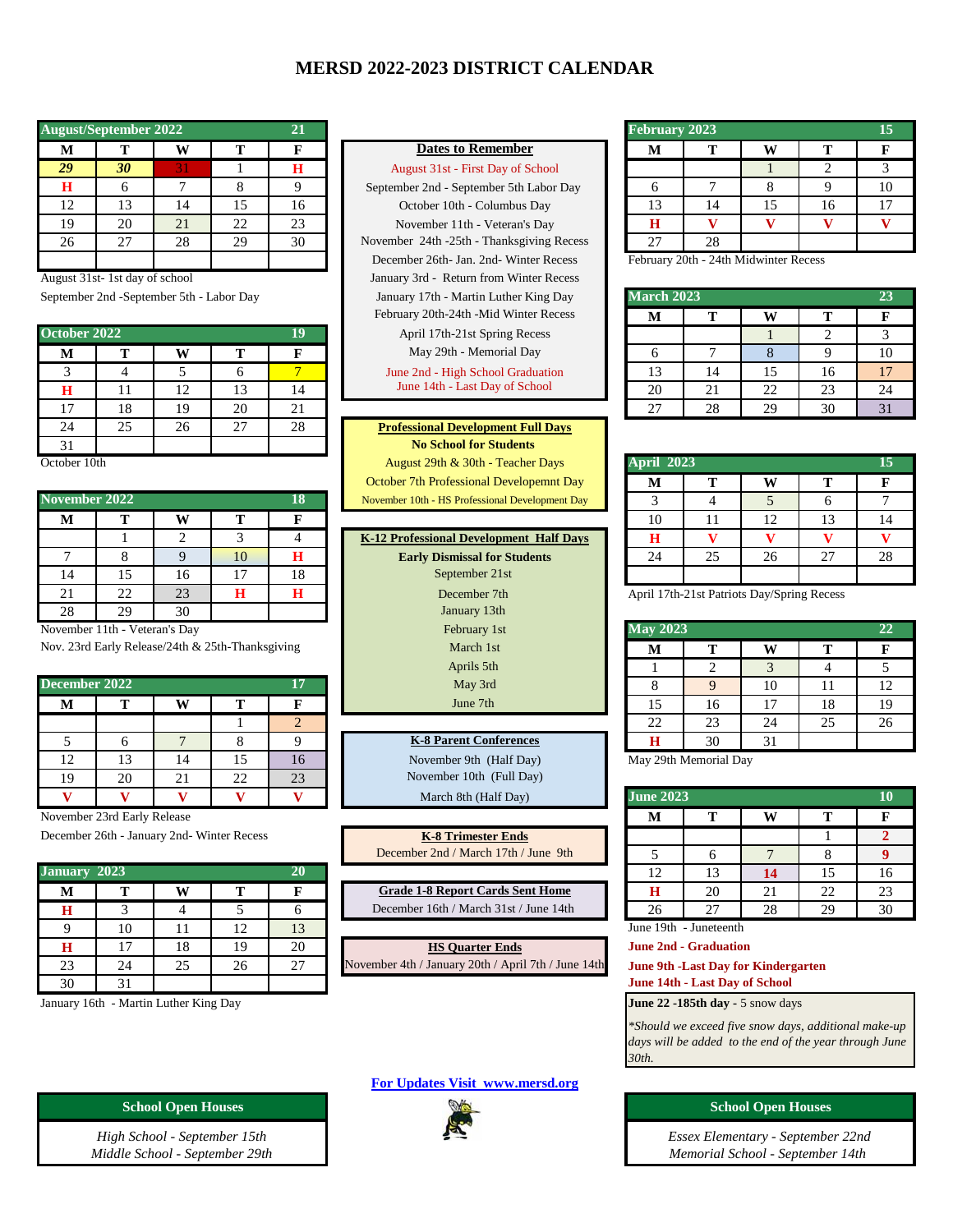# MERSD 2022-2023 DISTRICT CALENDAR

| August/September 2022 | | | | 21 |
|---|---|---|---|---|
| M | T | W | T | F |
| 29 | 30 | 31 | 1 | H |
| H | 6 | 7 | 8 | 9 |
| 12 | 13 | 14 | 15 | 16 |
| 19 | 20 | 21 | 22 | 23 |
| 26 | 27 | 28 | 29 | 30 |

August 31st- 1st day of school
September 2nd -September 5th - Labor Day

| October 2022 | | | | 19 |
|---|---|---|---|---|
| M | T | W | T | F |
| 3 | 4 | 5 | 6 | 7 |
| H | 11 | 12 | 13 | 14 |
| 17 | 18 | 19 | 20 | 21 |
| 24 | 25 | 26 | 27 | 28 |
| 31 | | | | |

October 10th

| November 2022 | | | | 18 |
|---|---|---|---|---|
| M | T | W | T | F |
| | 1 | 2 | 3 | 4 |
| 7 | 8 | 9 | 10 | H |
| 14 | 15 | 16 | 17 | 18 |
| 21 | 22 | 23 | H | H |
| 28 | 29 | 30 | | |

November 11th - Veteran's Day
Nov. 23rd Early Release/24th & 25th-Thanksgiving

| December 2022 | | | | 17 |
|---|---|---|---|---|
| M | T | W | T | F |
| | | | 1 | 2 |
| 5 | 6 | 7 | 8 | 9 |
| 12 | 13 | 14 | 15 | 16 |
| 19 | 20 | 21 | 22 | 23 |
| V | V | V | V | V |

November 23rd Early Release
December 26th - January 2nd- Winter Recess

| January 2023 | | | | 20 |
|---|---|---|---|---|
| M | T | W | T | F |
| H | 3 | 4 | 5 | 6 |
| 9 | 10 | 11 | 12 | 13 |
| H | 17 | 18 | 19 | 20 |
| 23 | 24 | 25 | 26 | 27 |
| 30 | 31 | | | |

January 16th - Martin Luther King Day

**Dates to Remember**

August 31st - First Day of School
September 2nd - September 5th Labor Day
October 10th - Columbus Day
November 11th - Veteran's Day
November 24th -25th - Thanksgiving Recess
December 26th- Jan. 2nd- Winter Recess
January 3rd - Return from Winter Recess
January 17th - Martin Luther King Day
February 20th-24th -Mid Winter Recess
April 17th-21st Spring Recess
May 29th - Memorial Day
June 2nd - High School Graduation
June 14th - Last Day of School

**Professional Development Full Days**
**No School for Students**
August 29th & 30th - Teacher Days
October 7th Professional Developemnt Day
November 10th - HS Professional Development Day

**K-12 Professional Development Half Days**
**Early Dismissal for Students**
September 21st
December 7th
January 13th
February 1st
March 1st
Aprils 5th
May 3rd
June 7th

**K-8 Parent Conferences**
November 9th (Half Day)
November 10th (Full Day)
March 8th (Half Day)

**K-8 Trimester Ends**
December 2nd / March 17th / June 9th

**Grade 1-8 Report Cards Sent Home**
December 16th / March 31st / June 14th

**HS Quarter Ends**
November 4th / January 20th / April 7th / June 14th

| February 2023 | | | | 15 |
|---|---|---|---|---|
| M | T | W | T | F |
| | | 1 | 2 | 3 |
| 6 | 7 | 8 | 9 | 10 |
| 13 | 14 | 15 | 16 | 17 |
| H | V | V | V | V |
| 27 | 28 | | | |

February 20th - 24th Midwinter Recess

| March 2023 | | | | 23 |
|---|---|---|---|---|
| M | T | W | T | F |
| | | 1 | 2 | 3 |
| 6 | 7 | 8 | 9 | 10 |
| 13 | 14 | 15 | 16 | 17 |
| 20 | 21 | 22 | 23 | 24 |
| 27 | 28 | 29 | 30 | 31 |

| April 2023 | | | | 15 |
|---|---|---|---|---|
| M | T | W | T | F |
| 3 | 4 | 5 | 6 | 7 |
| 10 | 11 | 12 | 13 | 14 |
| H | V | V | V | V |
| 24 | 25 | 26 | 27 | 28 |

April 17th-21st Patriots Day/Spring Recess

| May 2023 | | | | 22 |
|---|---|---|---|---|
| M | T | W | T | F |
| 1 | 2 | 3 | 4 | 5 |
| 8 | 9 | 10 | 11 | 12 |
| 15 | 16 | 17 | 18 | 19 |
| 22 | 23 | 24 | 25 | 26 |
| H | 30 | 31 | | |

May 29th Memorial Day

| June 2023 | | | | 10 |
|---|---|---|---|---|
| M | T | W | T | F |
| | | | 1 | 2 |
| 5 | 6 | 7 | 8 | 9 |
| 12 | 13 | 14 | 15 | 16 |
| H | 20 | 21 | 22 | 23 |
| 26 | 27 | 28 | 29 | 30 |

June 19th - Juneteenth
**June 2nd - Graduation**
**June 9th -Last Day for Kindergarten**
**June 14th - Last Day of School**

**June 22 -185th day** - 5 snow days

*\*Should we exceed five snow days, additional make-up days will be added to the end of the year through June 30th.*

**For Updates Visit www.mersd.org**

**School Open Houses**

*High School - September 15th*
*Middle School - September 29th*

**School Open Houses**

*Essex Elementary - September 22nd*
*Memorial School - September 14th*